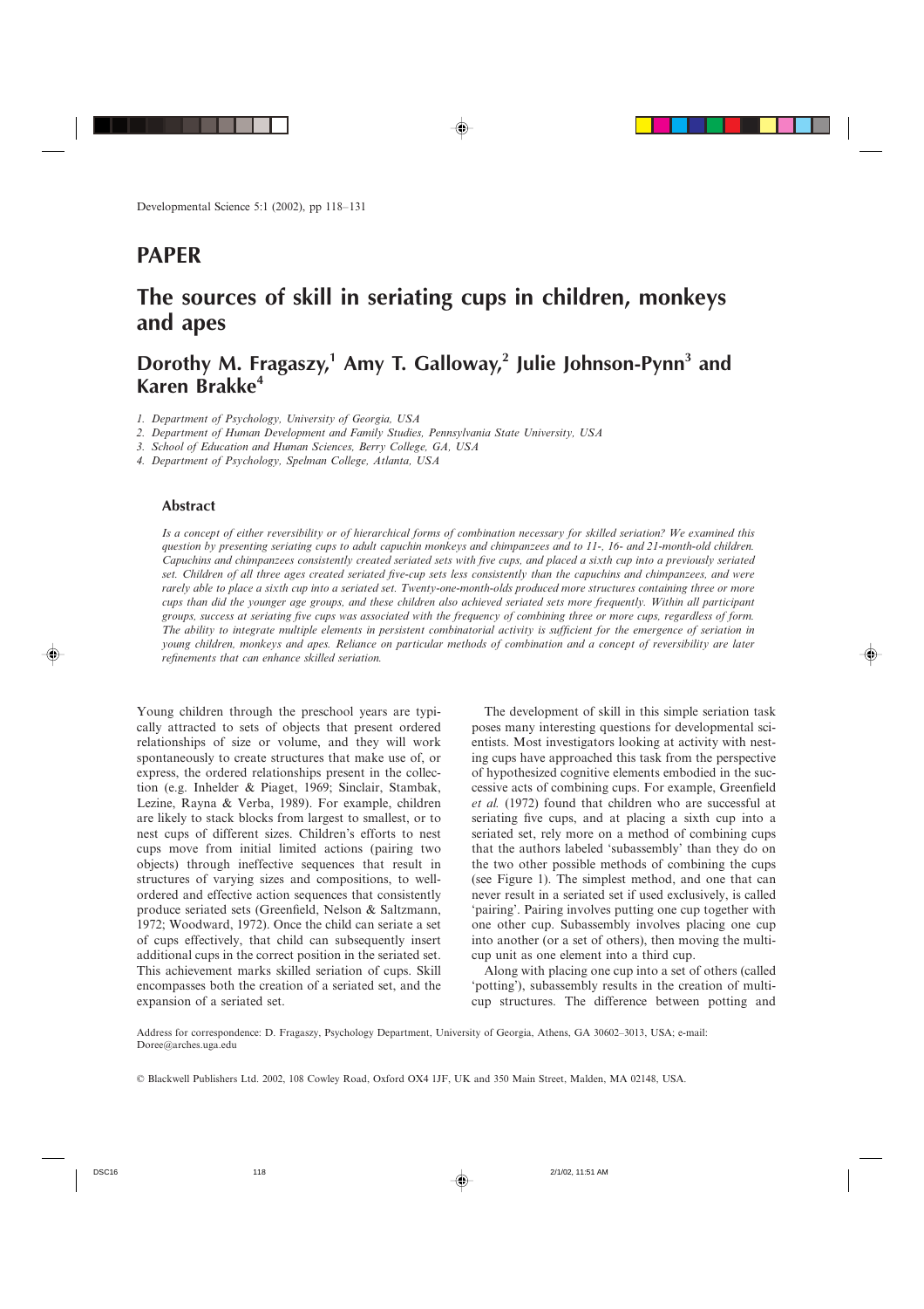PAPER

# The sources of skill in seriating cups in children, monkeys and apes

## Dorothy M. Fragaszy,[1] Amy T. Galloway,[2] Julie Johnson-Pynn[3] and Karen Brakke[4]

*1. Department of Psychology, University of Georgia, USA*
*2. Department of Human Development and Family Studies, Pennsylvania State University, USA*
*3. School of Education and Human Sciences, Berry College, GA, USA*
*4. Department of Psychology, Spelman College, Atlanta, USA*

### Abstract

*Is a concept of either reversibility or of hierarchical forms of combination necessary for skilled seriation? We examined this question by presenting seriating cups to adult capuchin monkeys and chimpanzees and to 11-, 16- and 21-month-old children. Capuchins and chimpanzees consistently created seriated sets with five cups, and placed a sixth cup into a previously seriated set. Children of all three ages created seriated five-cup sets less consistently than the capuchins and chimpanzees, and were rarely able to place a sixth cup into a seriated set. Twenty-one-month-olds produced more structures containing three or more cups than did the younger age groups, and these children also achieved seriated sets more frequently. Within all participant groups, success at seriating five cups was associated with the frequency of combining three or more cups, regardless of form. The ability to integrate multiple elements in persistent combinatorial activity is sufficient for the emergence of seriation in young children, monkeys and apes. Reliance on particular methods of combination and a concept of reversibility are later refinements that can enhance skilled seriation.*

Young children through the preschool years are typically attracted to sets of objects that present ordered relationships of size or volume, and they will work spontaneously to create structures that make use of, or express, the ordered relationships present in the collection (e.g. Inhelder & Piaget, 1969; Sinclair, Stambak, Lezine, Rayna & Verba, 1989). For example, children are likely to stack blocks from largest to smallest, or to nest cups of different sizes. Children's efforts to nest cups move from initial limited actions (pairing two objects) through ineffective sequences that result in structures of varying sizes and compositions, to well-ordered and effective action sequences that consistently produce seriated sets (Greenfield, Nelson & Saltzmann, 1972; Woodward, 1972). Once the child can seriate a set of cups effectively, that child can subsequently insert additional cups in the correct position in the seriated set. This achievement marks skilled seriation of cups. Skill encompasses both the creation of a seriated set, and the expansion of a seriated set.

The development of skill in this simple seriation task poses many interesting questions for developmental scientists. Most investigators looking at activity with nesting cups have approached this task from the perspective of hypothesized cognitive elements embodied in the successive acts of combining cups. For example, Greenfield *et al.* (1972) found that children who are successful at seriating five cups, and at placing a sixth cup into a seriated set, rely more on a method of combining cups that the authors labeled 'subassembly' than they do on the two other possible methods of combining the cups (see Figure 1). The simplest method, and one that can never result in a seriated set if used exclusively, is called 'pairing'. Pairing involves putting one cup together with one other cup. Subassembly involves placing one cup into another (or a set of others), then moving the multi-cup unit as one element into a third cup.

Along with placing one cup into a set of others (called 'potting'), subassembly results in the creation of multi-cup structures. The difference between potting and

Address for correspondence: D. Fragaszy, Psychology Department, University of Georgia, Athens, GA 30602–3013, USA; e-mail: Doree@arches.uga.edu

© Blackwell Publishers Ltd. 2002, 108 Cowley Road, Oxford OX4 1JF, UK and 350 Main Street, Malden, MA 02148, USA.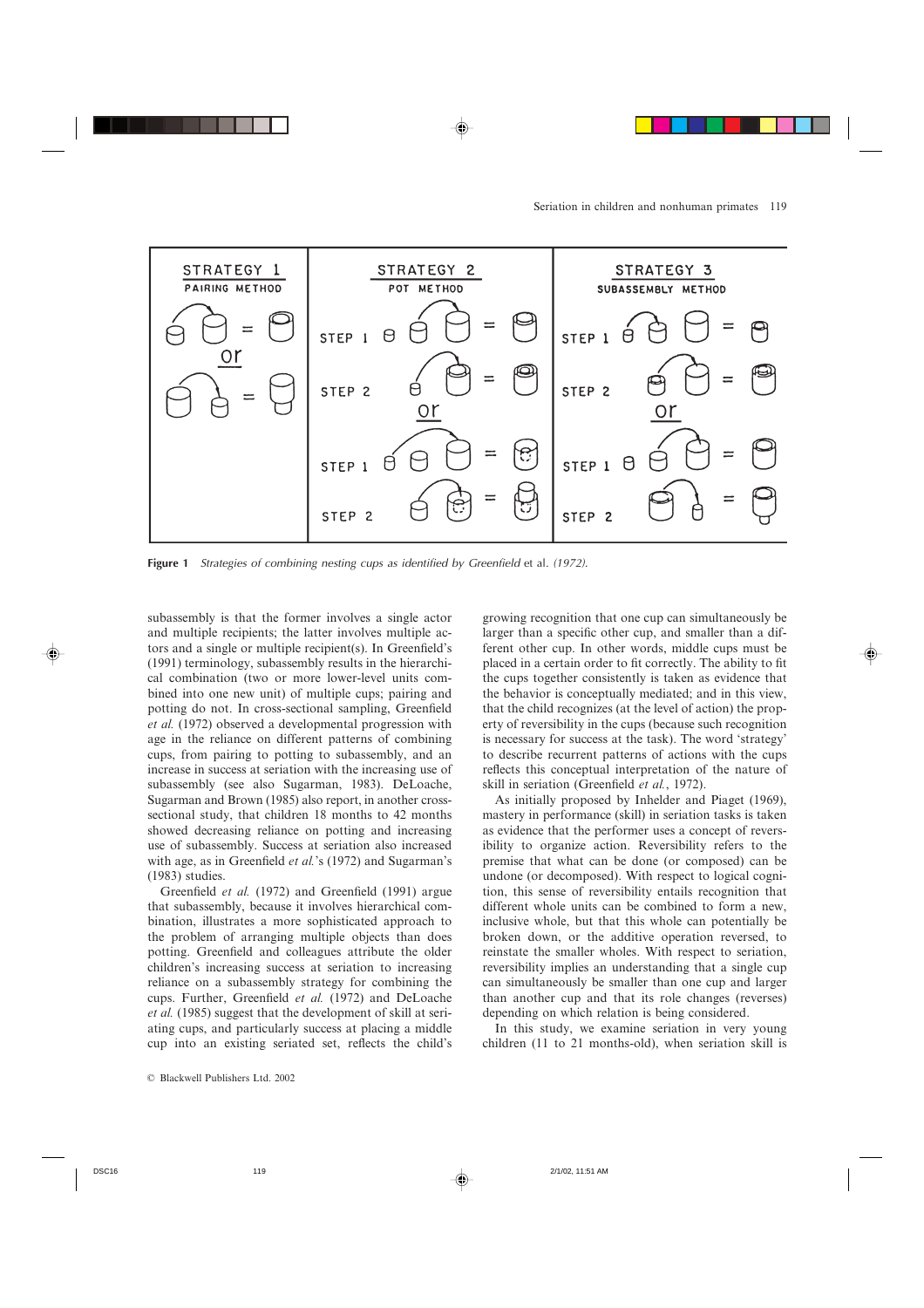**Figure 1** *Strategies of combining nesting cups as identified by Greenfield* et al. *(1972).*

subassembly is that the former involves a single actor and multiple recipients; the latter involves multiple actors and a single or multiple recipient(s). In Greenfield's (1991) terminology, subassembly results in the hierarchical combination (two or more lower-level units combined into one new unit) of multiple cups; pairing and potting do not. In cross-sectional sampling, Greenfield *et al.* (1972) observed a developmental progression with age in the reliance on different patterns of combining cups, from pairing to potting to subassembly, and an increase in success at seriation with the increasing use of subassembly (see also Sugarman, 1983). DeLoache, Sugarman and Brown (1985) also report, in another cross-sectional study, that children 18 months to 42 months showed decreasing reliance on potting and increasing use of subassembly. Success at seriation also increased with age, as in Greenfield *et al.*'s (1972) and Sugarman's (1983) studies.

Greenfield *et al.* (1972) and Greenfield (1991) argue that subassembly, because it involves hierarchical combination, illustrates a more sophisticated approach to the problem of arranging multiple objects than does potting. Greenfield and colleagues attribute the older children's increasing success at seriation to increasing reliance on a subassembly strategy for combining the cups. Further, Greenfield *et al.* (1972) and DeLoache *et al.* (1985) suggest that the development of skill at seriating cups, and particularly success at placing a middle cup into an existing seriated set, reflects the child's growing recognition that one cup can simultaneously be larger than a specific other cup, and smaller than a different other cup. In other words, middle cups must be placed in a certain order to fit correctly. The ability to fit the cups together consistently is taken as evidence that the behavior is conceptually mediated; and in this view, that the child recognizes (at the level of action) the property of reversibility in the cups (because such recognition is necessary for success at the task). The word 'strategy' to describe recurrent patterns of actions with the cups reflects this conceptual interpretation of the nature of skill in seriation (Greenfield *et al.*, 1972).

As initially proposed by Inhelder and Piaget (1969), mastery in performance (skill) in seriation tasks is taken as evidence that the performer uses a concept of reversibility to organize action. Reversibility refers to the premise that what can be done (or composed) can be undone (or decomposed). With respect to logical cognition, this sense of reversibility entails recognition that different whole units can be combined to form a new, inclusive whole, but that this whole can potentially be broken down, or the additive operation reversed, to reinstate the smaller wholes. With respect to seriation, reversibility implies an understanding that a single cup can simultaneously be smaller than one cup and larger than another cup and that its role changes (reverses) depending on which relation is being considered.

In this study, we examine seriation in very young children (11 to 21 months-old), when seriation skill is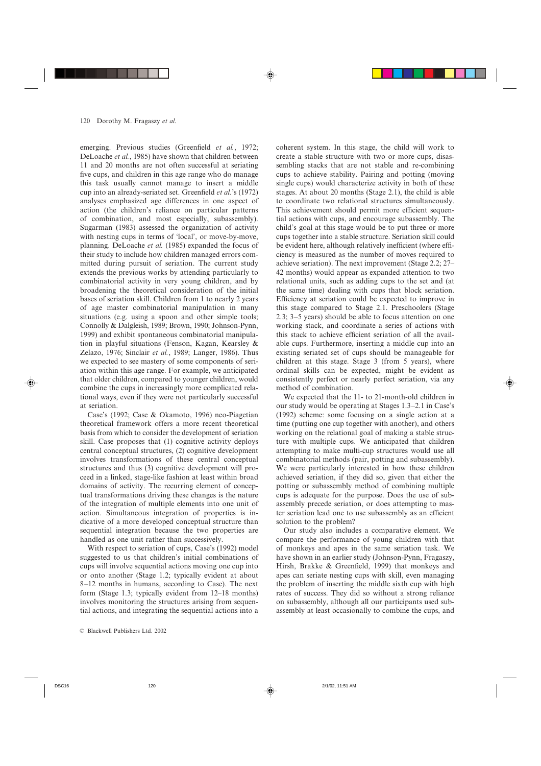emerging. Previous studies (Greenfield *et al.*, 1972; DeLoache *et al.*, 1985) have shown that children between 11 and 20 months are not often successful at seriating five cups, and children in this age range who do manage this task usually cannot manage to insert a middle cup into an already-seriated set. Greenfield *et al.*'s (1972) analyses emphasized age differences in one aspect of action (the children's reliance on particular patterns of combination, and most especially, subassembly). Sugarman (1983) assessed the organization of activity with nesting cups in terms of 'local', or move-by-move, planning. DeLoache *et al.* (1985) expanded the focus of their study to include how children managed errors committed during pursuit of seriation. The current study extends the previous works by attending particularly to combinatorial activity in very young children, and by broadening the theoretical consideration of the initial bases of seriation skill. Children from 1 to nearly 2 years of age master combinatorial manipulation in many situations (e.g. using a spoon and other simple tools; Connolly & Dalgleish, 1989; Brown, 1990; Johnson-Pynn, 1999) and exhibit spontaneous combinatorial manipulation in playful situations (Fenson, Kagan, Kearsley & Zelazo, 1976; Sinclair *et al.*, 1989; Langer, 1986). Thus we expected to see mastery of some components of seriation within this age range. For example, we anticipated that older children, compared to younger children, would combine the cups in increasingly more complicated relational ways, even if they were not particularly successful at seriation.

Case's (1992; Case & Okamoto, 1996) neo-Piagetian theoretical framework offers a more recent theoretical basis from which to consider the development of seriation skill. Case proposes that (1) cognitive activity deploys central conceptual structures, (2) cognitive development involves transformations of these central conceptual structures and thus (3) cognitive development will proceed in a linked, stage-like fashion at least within broad domains of activity. The recurring element of conceptual transformations driving these changes is the nature of the integration of multiple elements into one unit of action. Simultaneous integration of properties is indicative of a more developed conceptual structure than sequential integration because the two properties are handled as one unit rather than successively.

With respect to seriation of cups, Case's (1992) model suggested to us that children's initial combinations of cups will involve sequential actions moving one cup into or onto another (Stage 1.2; typically evident at about 8–12 months in humans, according to Case). The next form (Stage 1.3; typically evident from 12–18 months) involves monitoring the structures arising from sequential actions, and integrating the sequential actions into a coherent system. In this stage, the child will work to create a stable structure with two or more cups, disassembling stacks that are not stable and re-combining cups to achieve stability. Pairing and potting (moving single cups) would characterize activity in both of these stages. At about 20 months (Stage 2.1), the child is able to coordinate two relational structures simultaneously. This achievement should permit more efficient sequential actions with cups, and encourage subassembly. The child's goal at this stage would be to put three or more cups together into a stable structure. Seriation skill could be evident here, although relatively inefficient (where efficiency is measured as the number of moves required to achieve seriation). The next improvement (Stage 2.2; 27–42 months) would appear as expanded attention to two relational units, such as adding cups to the set and (at the same time) dealing with cups that block seriation. Efficiency at seriation could be expected to improve in this stage compared to Stage 2.1. Preschoolers (Stage 2.3; 3–5 years) should be able to focus attention on one working stack, and coordinate a series of actions with this stack to achieve efficient seriation of all the available cups. Furthermore, inserting a middle cup into an existing seriated set of cups should be manageable for children at this stage. Stage 3 (from 5 years), where ordinal skills can be expected, might be evident as consistently perfect or nearly perfect seriation, via any method of combination.

We expected that the 11- to 21-month-old children in our study would be operating at Stages 1.3–2.1 in Case's (1992) scheme: some focusing on a single action at a time (putting one cup together with another), and others working on the relational goal of making a stable structure with multiple cups. We anticipated that children attempting to make multi-cup structures would use all combinatorial methods (pair, potting and subassembly). We were particularly interested in how these children achieved seriation, if they did so, given that either the potting or subassembly method of combining multiple cups is adequate for the purpose. Does the use of subassembly precede seriation, or does attempting to master seriation lead one to use subassembly as an efficient solution to the problem?

Our study also includes a comparative element. We compare the performance of young children with that of monkeys and apes in the same seriation task. We have shown in an earlier study (Johnson-Pynn, Fragaszy, Hirsh, Brakke & Greenfield, 1999) that monkeys and apes can seriate nesting cups with skill, even managing the problem of inserting the middle sixth cup with high rates of success. They did so without a strong reliance on subassembly, although all our participants used subassembly at least occasionally to combine the cups, and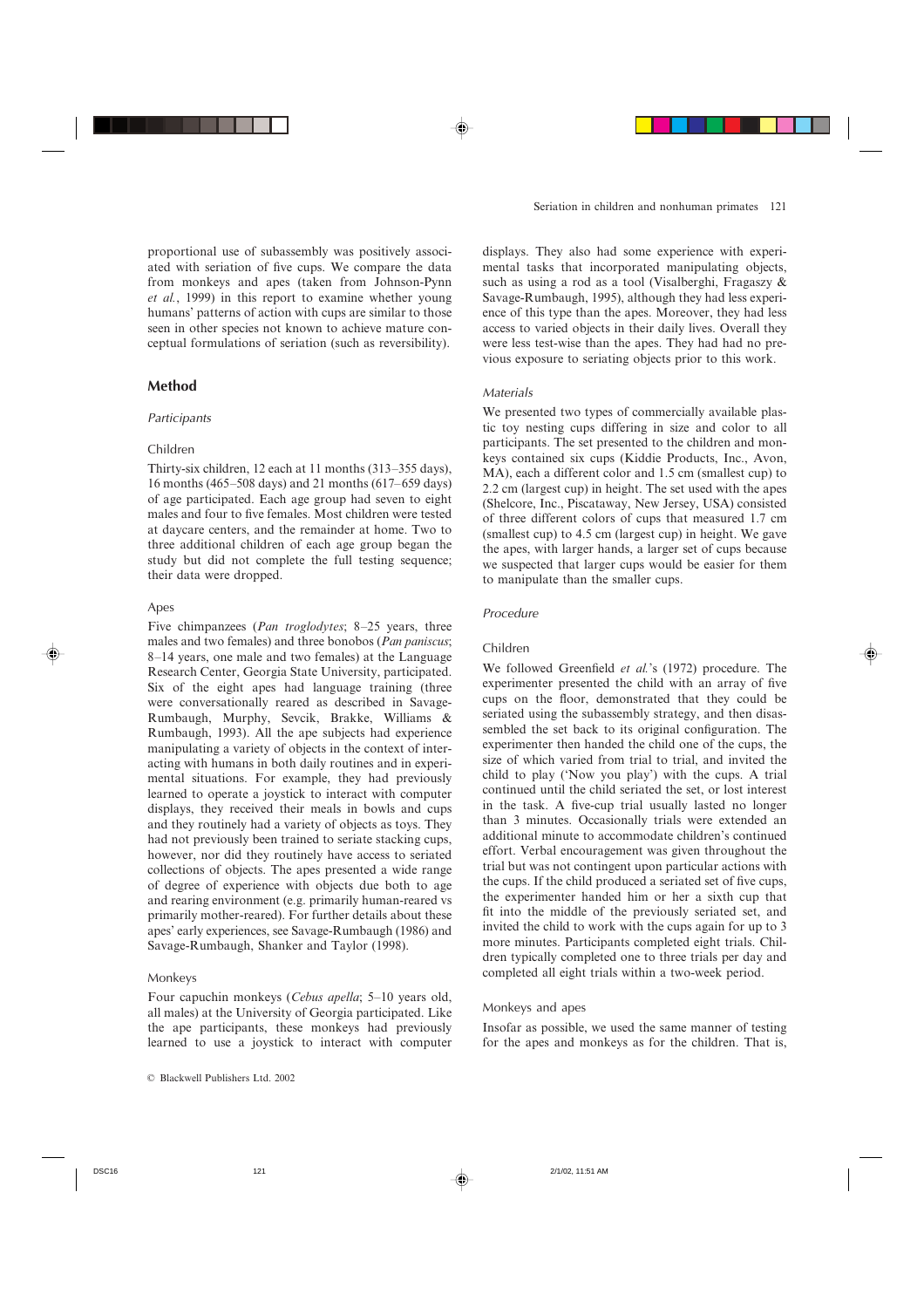proportional use of subassembly was positively associated with seriation of five cups. We compare the data from monkeys and apes (taken from Johnson-Pynn *et al.*, 1999) in this report to examine whether young humans' patterns of action with cups are similar to those seen in other species not known to achieve mature conceptual formulations of seriation (such as reversibility).

## Method

### *Participants*

#### Children

Thirty-six children, 12 each at 11 months (313–355 days), 16 months (465–508 days) and 21 months (617–659 days) of age participated. Each age group had seven to eight males and four to five females. Most children were tested at daycare centers, and the remainder at home. Two to three additional children of each age group began the study but did not complete the full testing sequence; their data were dropped.

#### Apes

Five chimpanzees (*Pan troglodytes*; 8–25 years, three males and two females) and three bonobos (*Pan paniscus*; 8–14 years, one male and two females) at the Language Research Center, Georgia State University, participated. Six of the eight apes had language training (three were conversationally reared as described in Savage-Rumbaugh, Murphy, Sevcik, Brakke, Williams & Rumbaugh, 1993). All the ape subjects had experience manipulating a variety of objects in the context of interacting with humans in both daily routines and in experimental situations. For example, they had previously learned to operate a joystick to interact with computer displays, they received their meals in bowls and cups and they routinely had a variety of objects as toys. They had not previously been trained to seriate stacking cups, however, nor did they routinely have access to seriated collections of objects. The apes presented a wide range of degree of experience with objects due both to age and rearing environment (e.g. primarily human-reared vs primarily mother-reared). For further details about these apes' early experiences, see Savage-Rumbaugh (1986) and Savage-Rumbaugh, Shanker and Taylor (1998).

#### Monkeys

Four capuchin monkeys (*Cebus apella*; 5–10 years old, all males) at the University of Georgia participated. Like the ape participants, these monkeys had previously learned to use a joystick to interact with computer displays. They also had some experience with experimental tasks that incorporated manipulating objects, such as using a rod as a tool (Visalberghi, Fragaszy & Savage-Rumbaugh, 1995), although they had less experience of this type than the apes. Moreover, they had less access to varied objects in their daily lives. Overall they were less test-wise than the apes. They had had no previous exposure to seriating objects prior to this work.

### *Materials*

We presented two types of commercially available plastic toy nesting cups differing in size and color to all participants. The set presented to the children and monkeys contained six cups (Kiddie Products, Inc., Avon, MA), each a different color and 1.5 cm (smallest cup) to 2.2 cm (largest cup) in height. The set used with the apes (Shelcore, Inc., Piscataway, New Jersey, USA) consisted of three different colors of cups that measured 1.7 cm (smallest cup) to 4.5 cm (largest cup) in height. We gave the apes, with larger hands, a larger set of cups because we suspected that larger cups would be easier for them to manipulate than the smaller cups.

### *Procedure*

#### Children

We followed Greenfield *et al.*'s (1972) procedure. The experimenter presented the child with an array of five cups on the floor, demonstrated that they could be seriated using the subassembly strategy, and then disassembled the set back to its original configuration. The experimenter then handed the child one of the cups, the size of which varied from trial to trial, and invited the child to play ('Now you play') with the cups. A trial continued until the child seriated the set, or lost interest in the task. A five-cup trial usually lasted no longer than 3 minutes. Occasionally trials were extended an additional minute to accommodate children's continued effort. Verbal encouragement was given throughout the trial but was not contingent upon particular actions with the cups. If the child produced a seriated set of five cups, the experimenter handed him or her a sixth cup that fit into the middle of the previously seriated set, and invited the child to work with the cups again for up to 3 more minutes. Participants completed eight trials. Children typically completed one to three trials per day and completed all eight trials within a two-week period.

#### Monkeys and apes

Insofar as possible, we used the same manner of testing for the apes and monkeys as for the children. That is,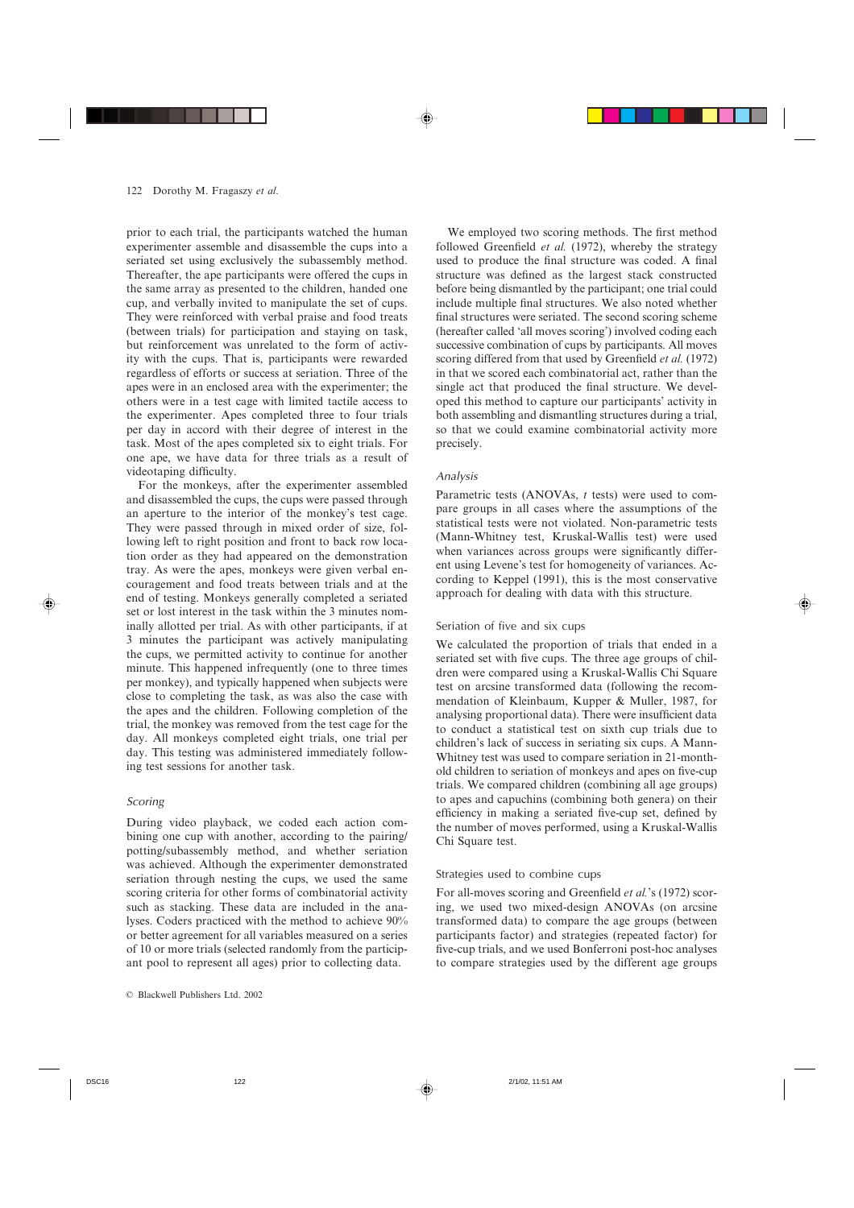prior to each trial, the participants watched the human experimenter assemble and disassemble the cups into a seriated set using exclusively the subassembly method. Thereafter, the ape participants were offered the cups in the same array as presented to the children, handed one cup, and verbally invited to manipulate the set of cups. They were reinforced with verbal praise and food treats (between trials) for participation and staying on task, but reinforcement was unrelated to the form of activity with the cups. That is, participants were rewarded regardless of efforts or success at seriation. Three of the apes were in an enclosed area with the experimenter; the others were in a test cage with limited tactile access to the experimenter. Apes completed three to four trials per day in accord with their degree of interest in the task. Most of the apes completed six to eight trials. For one ape, we have data for three trials as a result of videotaping difficulty.

For the monkeys, after the experimenter assembled and disassembled the cups, the cups were passed through an aperture to the interior of the monkey's test cage. They were passed through in mixed order of size, following left to right position and front to back row location order as they had appeared on the demonstration tray. As were the apes, monkeys were given verbal encouragement and food treats between trials and at the end of testing. Monkeys generally completed a seriated set or lost interest in the task within the 3 minutes nominally allotted per trial. As with other participants, if at 3 minutes the participant was actively manipulating the cups, we permitted activity to continue for another minute. This happened infrequently (one to three times per monkey), and typically happened when subjects were close to completing the task, as was also the case with the apes and the children. Following completion of the trial, the monkey was removed from the test cage for the day. All monkeys completed eight trials, one trial per day. This testing was administered immediately following test sessions for another task.

### *Scoring*

During video playback, we coded each action combining one cup with another, according to the pairing/potting/subassembly method, and whether seriation was achieved. Although the experimenter demonstrated seriation through nesting the cups, we used the same scoring criteria for other forms of combinatorial activity such as stacking. These data are included in the analyses. Coders practiced with the method to achieve 90% or better agreement for all variables measured on a series of 10 or more trials (selected randomly from the participant pool to represent all ages) prior to collecting data.

We employed two scoring methods. The first method followed Greenfield *et al.* (1972), whereby the strategy used to produce the final structure was coded. A final structure was defined as the largest stack constructed before being dismantled by the participant; one trial could include multiple final structures. We also noted whether final structures were seriated. The second scoring scheme (hereafter called 'all moves scoring') involved coding each successive combination of cups by participants. All moves scoring differed from that used by Greenfield *et al.* (1972) in that we scored each combinatorial act, rather than the single act that produced the final structure. We developed this method to capture our participants' activity in both assembling and dismantling structures during a trial, so that we could examine combinatorial activity more precisely.

### *Analysis*

Parametric tests (ANOVAs, *t* tests) were used to compare groups in all cases where the assumptions of the statistical tests were not violated. Non-parametric tests (Mann-Whitney test, Kruskal-Wallis test) were used when variances across groups were significantly different using Levene's test for homogeneity of variances. According to Keppel (1991), this is the most conservative approach for dealing with data with this structure.

#### Seriation of five and six cups

We calculated the proportion of trials that ended in a seriated set with five cups. The three age groups of children were compared using a Kruskal-Wallis Chi Square test on arcsine transformed data (following the recommendation of Kleinbaum, Kupper & Muller, 1987, for analysing proportional data). There were insufficient data to conduct a statistical test on sixth cup trials due to children's lack of success in seriating six cups. A Mann-Whitney test was used to compare seriation in 21-month-old children to seriation of monkeys and apes on five-cup trials. We compared children (combining all age groups) to apes and capuchins (combining both genera) on their efficiency in making a seriated five-cup set, defined by the number of moves performed, using a Kruskal-Wallis Chi Square test.

#### Strategies used to combine cups

For all-moves scoring and Greenfield *et al.*'s (1972) scoring, we used two mixed-design ANOVAs (on arcsine transformed data) to compare the age groups (between participants factor) and strategies (repeated factor) for five-cup trials, and we used Bonferroni post-hoc analyses to compare strategies used by the different age groups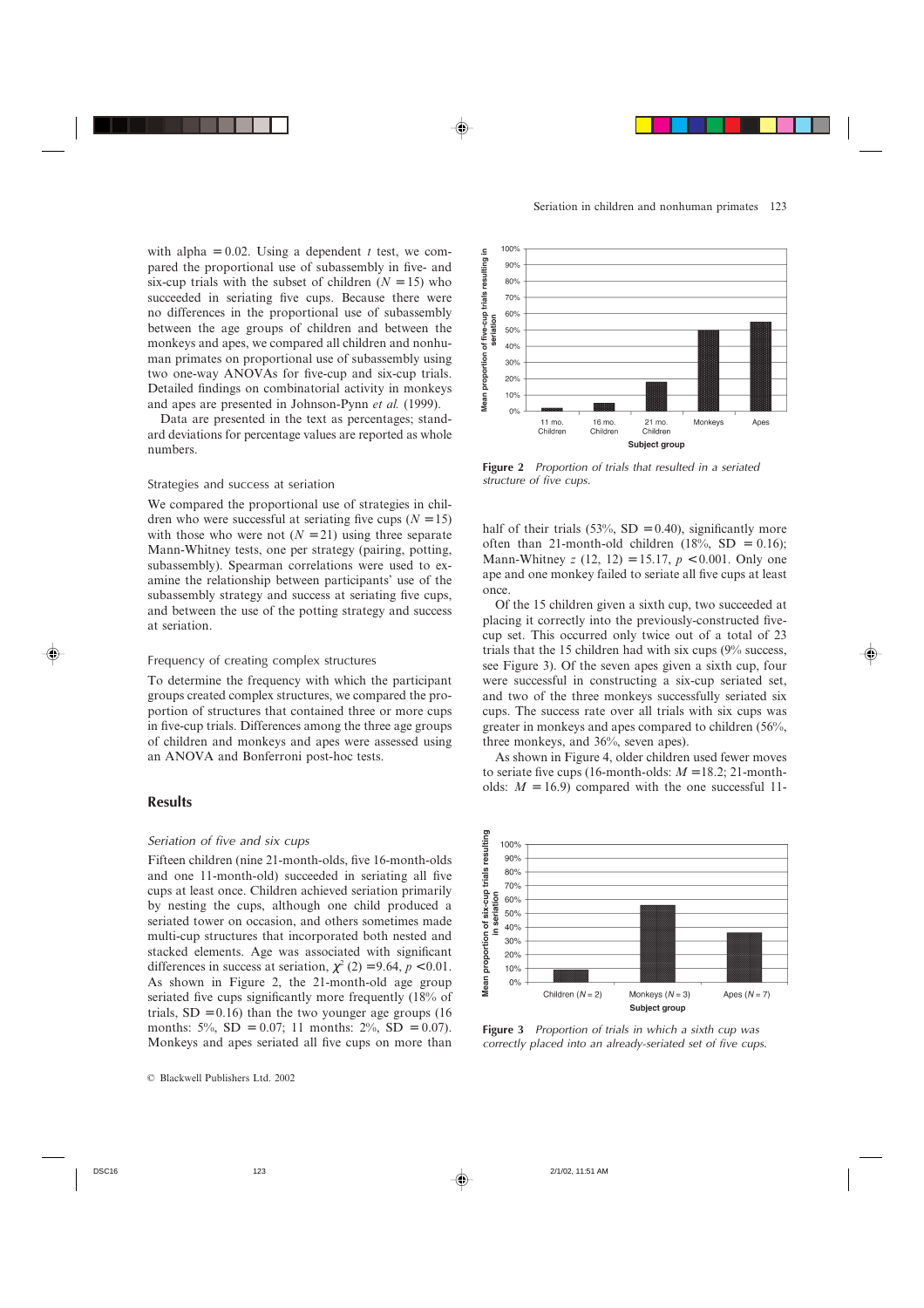with alpha $= 0.02$. Using a dependent $t$ test, we compared the proportional use of subassembly in five- and six-cup trials with the subset of children ($N = 15$) who succeeded in seriating five cups. Because there were no differences in the proportional use of subassembly between the age groups of children and between the monkeys and apes, we compared all children and nonhuman primates on proportional use of subassembly using two one-way ANOVAs for five-cup and six-cup trials. Detailed findings on combinatorial activity in monkeys and apes are presented in Johnson-Pynn *et al.* (1999).

Data are presented in the text as percentages; standard deviations for percentage values are reported as whole numbers.

### Strategies and success at seriation

We compared the proportional use of strategies in children who were successful at seriating five cups ($N = 15$) with those who were not ($N = 21$) using three separate Mann-Whitney tests, one per strategy (pairing, potting, subassembly). Spearman correlations were used to examine the relationship between participants' use of the subassembly strategy and success at seriating five cups, and between the use of the potting strategy and success at seriation.

### Frequency of creating complex structures

To determine the frequency with which the participant groups created complex structures, we compared the proportion of structures that contained three or more cups in five-cup trials. Differences among the three age groups of children and monkeys and apes were assessed using an ANOVA and Bonferroni post-hoc tests.

## Results

### *Seriation of five and six cups*

Fifteen children (nine 21-month-olds, five 16-month-olds and one 11-month-old) succeeded in seriating all five cups at least once. Children achieved seriation primarily by nesting the cups, although one child produced a seriated tower on occasion, and others sometimes made multi-cup structures that incorporated both nested and stacked elements. Age was associated with significant differences in success at seriation, $\chi^2$ (2) $= 9.64$, $p < 0.01$. As shown in Figure 2, the 21-month-old age group seriated five cups significantly more frequently (18% of trials, SD $= 0.16$) than the two younger age groups (16 months: 5%, SD $= 0.07$; 11 months: 2%, SD $= 0.07$). Monkeys and apes seriated all five cups on more than half of their trials (53%, SD $= 0.40$), significantly more often than 21-month-old children (18%, SD $= 0.16$); Mann-Whitney $z$ (12, 12) $= 15.17$, $p < 0.001$. Only one ape and one monkey failed to seriate all five cups at least once.

Of the 15 children given a sixth cup, two succeeded at placing it correctly into the previously-constructed five-cup set. This occurred only twice out of a total of 23 trials that the 15 children had with six cups (9% success, see Figure 3). Of the seven apes given a sixth cup, four were successful in constructing a six-cup seriated set, and two of the three monkeys successfully seriated six cups. The success rate over all trials with six cups was greater in monkeys and apes compared to children (56%, three monkeys, and 36%, seven apes).

As shown in Figure 4, older children used fewer moves to seriate five cups (16-month-olds: $M = 18.2$; 21-month-olds: $M = 16.9$) compared with the one successful 11-

**Figure 2** *Proportion of trials that resulted in a seriated structure of five cups.*

**Figure 3** *Proportion of trials in which a sixth cup was correctly placed into an already-seriated set of five cups.*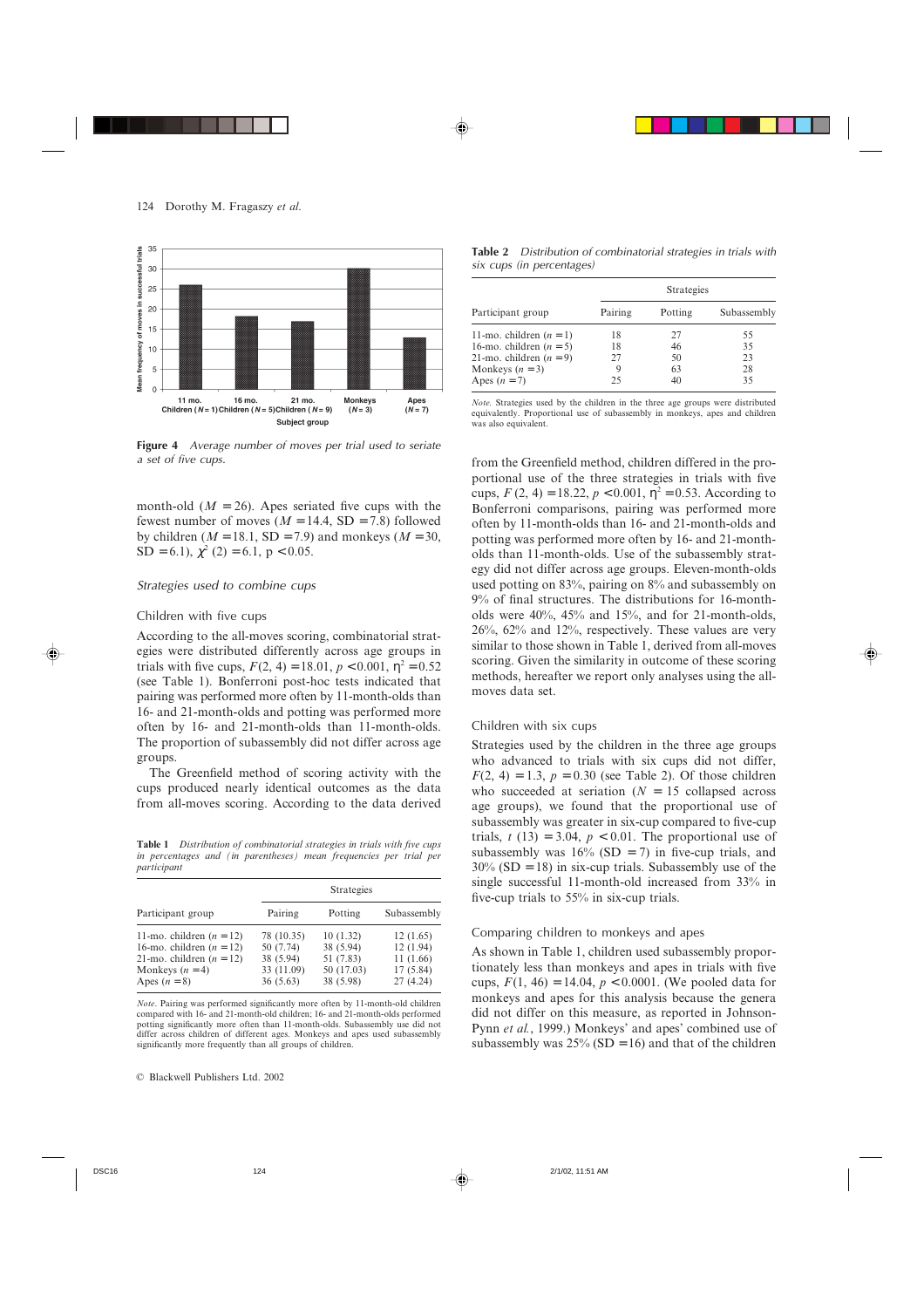Figure 4 *Average number of moves per trial used to seriate a set of five cups.*

month-old ($M = 26$). Apes seriated five cups with the fewest number of moves ($M = 14.4$, SD $= 7.8$) followed by children ($M = 18.1$, SD $= 7.9$) and monkeys ($M = 30$, SD $= 6.1$), $\chi^2$ (2) $= 6.1$, $p < 0.05$.

### *Strategies used to combine cups*

#### Children with five cups

According to the all-moves scoring, combinatorial strategies were distributed differently across age groups in trials with five cups, $F(2, 4) = 18.01$, $p < 0.001$, $\eta^2 = 0.52$ (see Table 1). Bonferroni post-hoc tests indicated that pairing was performed more often by 11-month-olds than 16- and 21-month-olds and potting was performed more often by 16- and 21-month-olds than 11-month-olds. The proportion of subassembly did not differ across age groups.

The Greenfield method of scoring activity with the cups produced nearly identical outcomes as the data from all-moves scoring. According to the data derived from the Greenfield method, children differed in the proportional use of the three strategies in trials with five cups, $F(2, 4) = 18.22$, $p < 0.001$, $\eta^2 = 0.53$. According to Bonferroni comparisons, pairing was performed more often by 11-month-olds than 16- and 21-month-olds and potting was performed more often by 16- and 21-month-olds than 11-month-olds. Use of the subassembly strategy did not differ across age groups. Eleven-month-olds used potting on 83%, pairing on 8% and subassembly on 9% of final structures. The distributions for 16-month-olds were 40%, 45% and 15%, and for 21-month-olds, 26%, 62% and 12%, respectively. These values are very similar to those shown in Table 1, derived from all-moves scoring. Given the similarity in outcome of these scoring methods, hereafter we report only analyses using the all-moves data set.

**Table 1** *Distribution of combinatorial strategies in trials with five cups in percentages and (in parentheses) mean frequencies per trial per participant*

| Participant group | Strategies | | |
|---|---|---|---|
| | Pairing | Potting | Subassembly |
| 11-mo. children ($n = 12$) | 78 (10.35) | 10 (1.32) | 12 (1.65) |
| 16-mo. children ($n = 12$) | 50 (7.74) | 38 (5.94) | 12 (1.94) |
| 21-mo. children ($n = 12$) | 38 (5.94) | 51 (7.83) | 11 (1.66) |
| Monkeys ($n = 4$) | 33 (11.09) | 50 (17.03) | 17 (5.84) |
| Apes ($n = 8$) | 36 (5.63) | 38 (5.98) | 27 (4.24) |

*Note.* Pairing was performed significantly more often by 11-month-old children compared with 16- and 21-month-old children; 16- and 21-month-olds performed potting significantly more often than 11-month-olds. Subassembly use did not differ across children of different ages. Monkeys and apes used subassembly significantly more frequently than all groups of children.

**Table 2** *Distribution of combinatorial strategies in trials with six cups (in percentages)*

| Participant group | Strategies | | |
|---|---|---|---|
| | Pairing | Potting | Subassembly |
| 11-mo. children ($n = 1$) | 18 | 27 | 55 |
| 16-mo. children ($n = 5$) | 18 | 46 | 35 |
| 21-mo. children ($n = 9$) | 27 | 50 | 23 |
| Monkeys ($n = 3$) | 9 | 63 | 28 |
| Apes ($n = 7$) | 25 | 40 | 35 |

*Note.* Strategies used by the children in the three age groups were distributed equivalently. Proportional use of subassembly in monkeys, apes and children was also equivalent.

#### Children with six cups

Strategies used by the children in the three age groups who advanced to trials with six cups did not differ, $F(2, 4) = 1.3$, $p = 0.30$ (see Table 2). Of those children who succeeded at seriation ($N = 15$ collapsed across age groups), we found that the proportional use of subassembly was greater in six-cup compared to five-cup trials, $t$ (13) $= 3.04$, $p < 0.01$. The proportional use of subassembly was 16% (SD $= 7$) in five-cup trials, and 30% (SD $= 18$) in six-cup trials. Subassembly use of the single successful 11-month-old increased from 33% in five-cup trials to 55% in six-cup trials.

#### Comparing children to monkeys and apes

As shown in Table 1, children used subassembly proportionately less than monkeys and apes in trials with five cups, $F(1, 46) = 14.04$, $p < 0.0001$. (We pooled data for monkeys and apes for this analysis because the genera did not differ on this measure, as reported in Johnson-Pynn *et al.*, 1999.) Monkeys' and apes' combined use of subassembly was 25% (SD $= 16$) and that of the children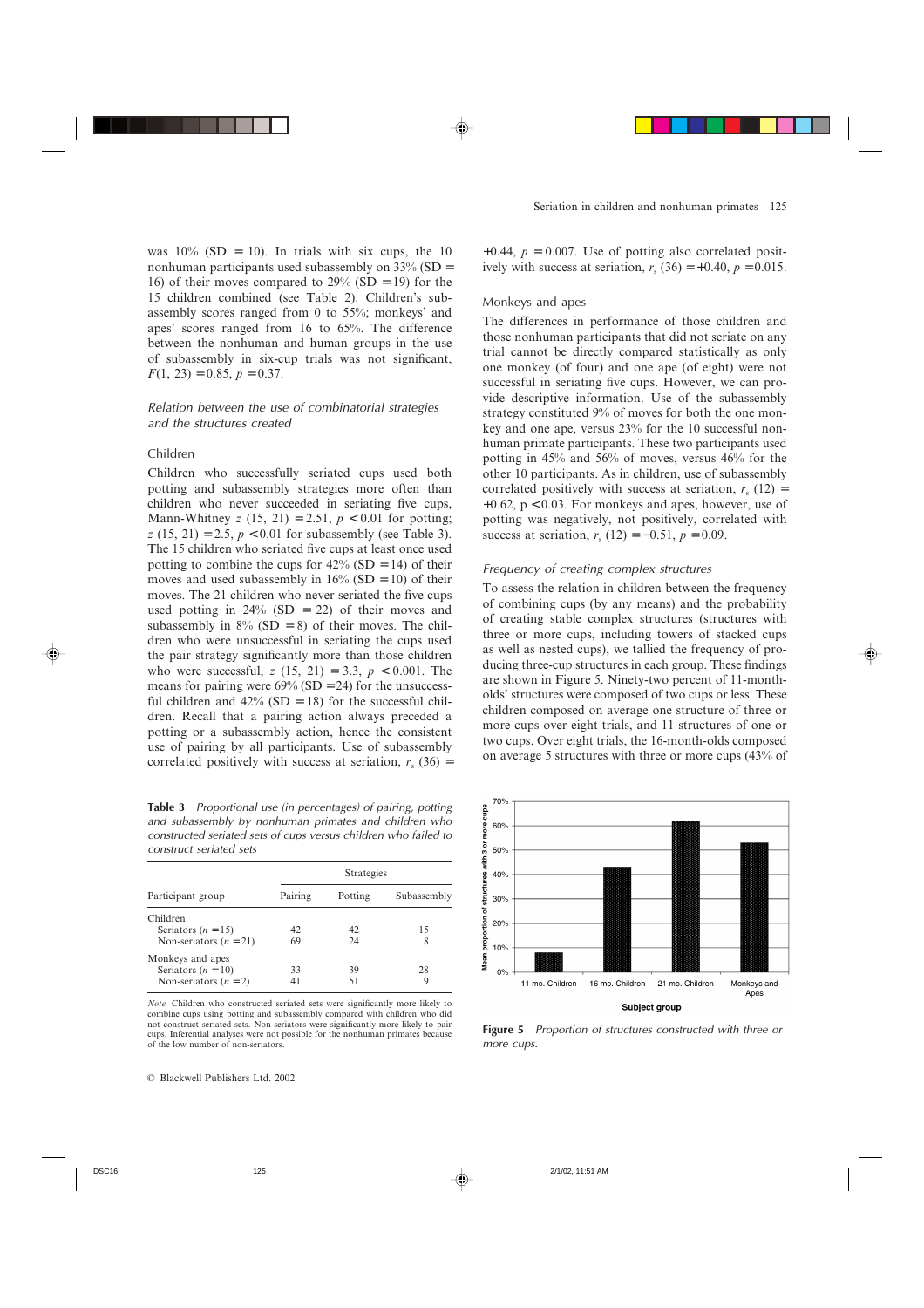was 10% (SD = 10). In trials with six cups, the 10 nonhuman participants used subassembly on 33% (SD = 16) of their moves compared to 29% (SD = 19) for the 15 children combined (see Table 2). Children's subassembly scores ranged from 0 to 55%; monkeys' and apes' scores ranged from 16 to 65%. The difference between the nonhuman and human groups in the use of subassembly in six-cup trials was not significant, $F(1, 23) = 0.85$, $p = 0.37$.

### *Relation between the use of combinatorial strategies and the structures created*

#### Children

Children who successfully seriated cups used both potting and subassembly strategies more often than children who never succeeded in seriating five cups, Mann-Whitney $z$ (15, 21) = 2.51, $p < 0.01$ for potting; $z$ (15, 21) = 2.5, $p < 0.01$ for subassembly (see Table 3). The 15 children who seriated five cups at least once used potting to combine the cups for 42% (SD = 14) of their moves and used subassembly in 16% (SD = 10) of their moves. The 21 children who never seriated the five cups used potting in 24% (SD = 22) of their moves and subassembly in 8% (SD = 8) of their moves. The children who were unsuccessful in seriating the cups used the pair strategy significantly more than those children who were successful, $z$ (15, 21) = 3.3, $p < 0.001$. The means for pairing were 69% (SD = 24) for the unsuccessful children and 42% (SD = 18) for the successful children. Recall that a pairing action always preceded a potting or a subassembly action, hence the consistent use of pairing by all participants. Use of subassembly correlated positively with success at seriation, $r_s$ (36) = +0.44, $p = 0.007$. Use of potting also correlated positively with success at seriation, $r_s$ (36) = +0.40, $p = 0.015$.

#### Monkeys and apes

The differences in performance of those children and those nonhuman participants that did not seriate on any trial cannot be directly compared statistically as only one monkey (of four) and one ape (of eight) were not successful in seriating five cups. However, we can provide descriptive information. Use of the subassembly strategy constituted 9% of moves for both the one monkey and one ape, versus 23% for the 10 successful nonhuman primate participants. These two participants used potting in 45% and 56% of moves, versus 46% for the other 10 participants. As in children, use of subassembly correlated positively with success at seriation, $r_s$ (12) = +0.62, $p < 0.03$. For monkeys and apes, however, use of potting was negatively, not positively, correlated with success at seriation, $r_s$ (12) = −0.51, $p = 0.09$.

### *Frequency of creating complex structures*

To assess the relation in children between the frequency of combining cups (by any means) and the probability of creating stable complex structures (structures with three or more cups, including towers of stacked cups as well as nested cups), we tallied the frequency of producing three-cup structures in each group. These findings are shown in Figure 5. Ninety-two percent of 11-month-olds' structures were composed of two cups or less. These children composed on average one structure of three or more cups over eight trials, and 11 structures of one or two cups. Over eight trials, the 16-month-olds composed on average 5 structures with three or more cups (43% of

**Table 3** *Proportional use (in percentages) of pairing, potting and subassembly by nonhuman primates and children who constructed seriated sets of cups versus children who failed to construct seriated sets*

| Participant group | Strategies | | |
|---|---|---|---|
| | Pairing | Potting | Subassembly |
| Children | | | |
| Seriators ($n$ = 15) | 42 | 42 | 15 |
| Non-seriators ($n$ = 21) | 69 | 24 | 8 |
| Monkeys and apes | | | |
| Seriators ($n$ = 10) | 33 | 39 | 28 |
| Non-seriators ($n$ = 2) | 41 | 51 | 9 |

*Note.* Children who constructed seriated sets were significantly more likely to combine cups using potting and subassembly compared with children who did not construct seriated sets. Non-seriators were significantly more likely to pair cups. Inferential analyses were not possible for the nonhuman primates because of the low number of non-seriators.

**Figure 5** *Proportion of structures constructed with three or more cups.*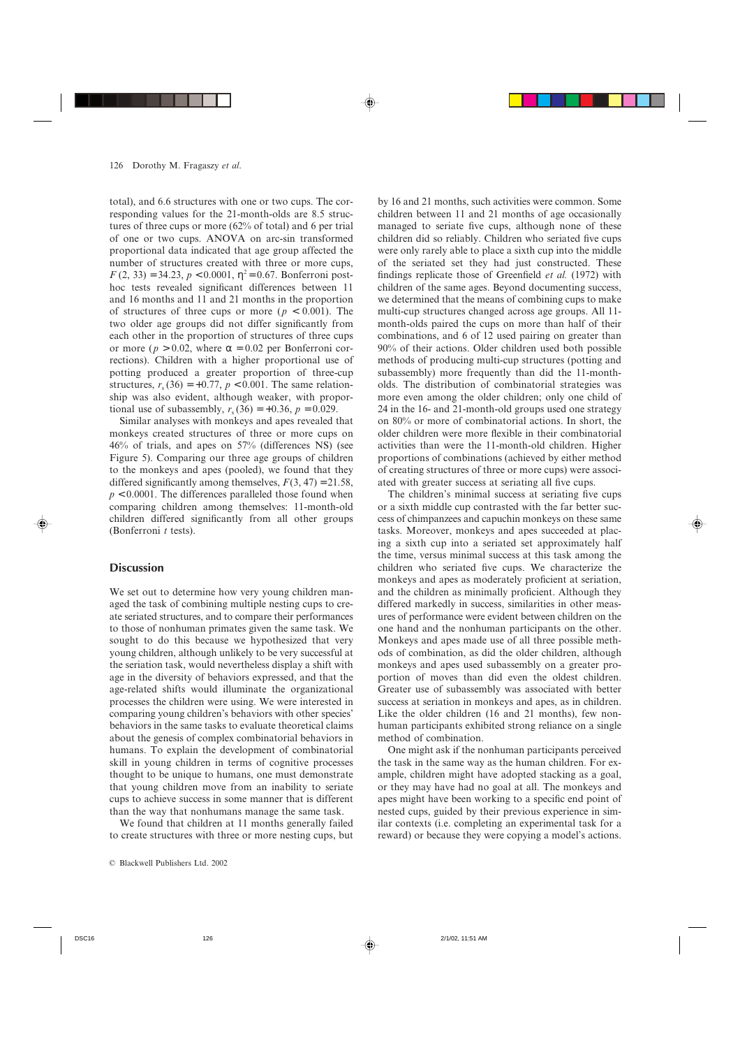total), and 6.6 structures with one or two cups. The corresponding values for the 21-month-olds are 8.5 structures of three cups or more (62% of total) and 6 per trial of one or two cups. ANOVA on arc-sin transformed proportional data indicated that age group affected the number of structures created with three or more cups, $F(2, 33) = 34.23$, $p < 0.0001$, $\eta^2 = 0.67$. Bonferroni post-hoc tests revealed significant differences between 11 and 16 months and 11 and 21 months in the proportion of structures of three cups or more ($p < 0.001$). The two older age groups did not differ significantly from each other in the proportion of structures of three cups or more ($p > 0.02$, where $\alpha = 0.02$ per Bonferroni corrections). Children with a higher proportional use of potting produced a greater proportion of three-cup structures, $r_s(36) = +0.77$, $p < 0.001$. The same relationship was also evident, although weaker, with proportional use of subassembly, $r_s(36) = +0.36$, $p = 0.029$.

Similar analyses with monkeys and apes revealed that monkeys created structures of three or more cups on 46% of trials, and apes on 57% (differences NS) (see Figure 5). Comparing our three age groups of children to the monkeys and apes (pooled), we found that they differed significantly among themselves, $F(3, 47) = 21.58$, $p < 0.0001$. The differences paralleled those found when comparing children among themselves: 11-month-old children differed significantly from all other groups (Bonferroni $t$ tests).

## Discussion

We set out to determine how very young children managed the task of combining multiple nesting cups to create seriated structures, and to compare their performances to those of nonhuman primates given the same task. We sought to do this because we hypothesized that very young children, although unlikely to be very successful at the seriation task, would nevertheless display a shift with age in the diversity of behaviors expressed, and that the age-related shifts would illuminate the organizational processes the children were using. We were interested in comparing young children's behaviors with other species' behaviors in the same tasks to evaluate theoretical claims about the genesis of complex combinatorial behaviors in humans. To explain the development of combinatorial skill in young children in terms of cognitive processes thought to be unique to humans, one must demonstrate that young children move from an inability to seriate cups to achieve success in some manner that is different than the way that nonhumans manage the same task.

We found that children at 11 months generally failed to create structures with three or more nesting cups, but by 16 and 21 months, such activities were common. Some children between 11 and 21 months of age occasionally managed to seriate five cups, although none of these children did so reliably. Children who seriated five cups were only rarely able to place a sixth cup into the middle of the seriated set they had just constructed. These findings replicate those of Greenfield *et al.* (1972) with children of the same ages. Beyond documenting success, we determined that the means of combining cups to make multi-cup structures changed across age groups. All 11-month-olds paired the cups on more than half of their combinations, and 6 of 12 used pairing on greater than 90% of their actions. Older children used both possible methods of producing multi-cup structures (potting and subassembly) more frequently than did the 11-month-olds. The distribution of combinatorial strategies was more even among the older children; only one child of 24 in the 16- and 21-month-old groups used one strategy on 80% or more of combinatorial actions. In short, the older children were more flexible in their combinatorial activities than were the 11-month-old children. Higher proportions of combinations (achieved by either method of creating structures of three or more cups) were associated with greater success at seriating all five cups.

The children's minimal success at seriating five cups or a sixth middle cup contrasted with the far better success of chimpanzees and capuchin monkeys on these same tasks. Moreover, monkeys and apes succeeded at placing a sixth cup into a seriated set approximately half the time, versus minimal success at this task among the children who seriated five cups. We characterize the monkeys and apes as moderately proficient at seriation, and the children as minimally proficient. Although they differed markedly in success, similarities in other measures of performance were evident between children on the one hand and the nonhuman participants on the other. Monkeys and apes made use of all three possible methods of combination, as did the older children, although monkeys and apes used subassembly on a greater proportion of moves than did even the oldest children. Greater use of subassembly was associated with better success at seriation in monkeys and apes, as in children. Like the older children (16 and 21 months), few nonhuman participants exhibited strong reliance on a single method of combination.

One might ask if the nonhuman participants perceived the task in the same way as the human children. For example, children might have adopted stacking as a goal, or they may have had no goal at all. The monkeys and apes might have been working to a specific end point of nested cups, guided by their previous experience in similar contexts (i.e. completing an experimental task for a reward) or because they were copying a model's actions.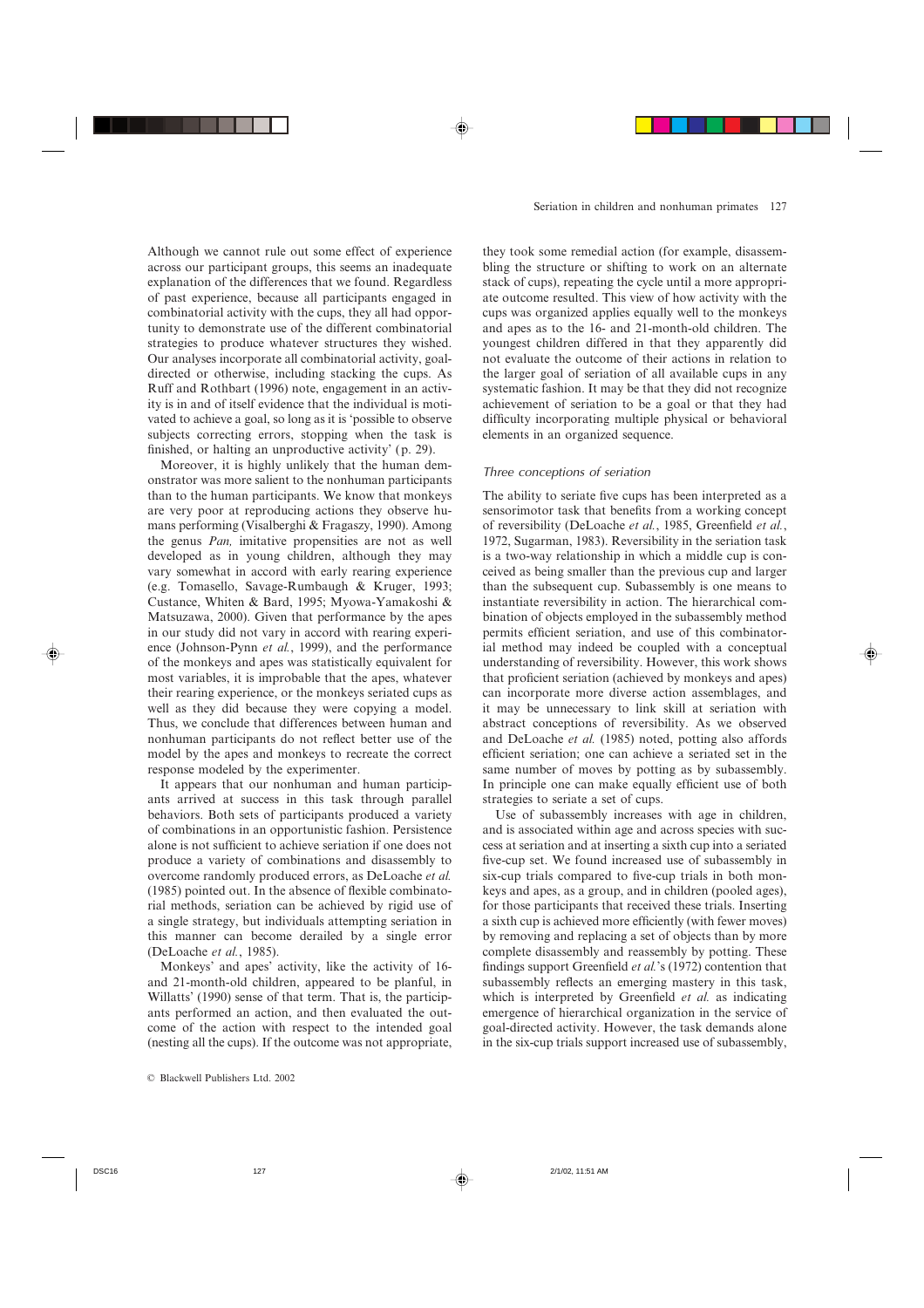Although we cannot rule out some effect of experience across our participant groups, this seems an inadequate explanation of the differences that we found. Regardless of past experience, because all participants engaged in combinatorial activity with the cups, they all had opportunity to demonstrate use of the different combinatorial strategies to produce whatever structures they wished. Our analyses incorporate all combinatorial activity, goal-directed or otherwise, including stacking the cups. As Ruff and Rothbart (1996) note, engagement in an activity is in and of itself evidence that the individual is motivated to achieve a goal, so long as it is 'possible to observe subjects correcting errors, stopping when the task is finished, or halting an unproductive activity' (p. 29).

Moreover, it is highly unlikely that the human demonstrator was more salient to the nonhuman participants than to the human participants. We know that monkeys are very poor at reproducing actions they observe humans performing (Visalberghi & Fragaszy, 1990). Among the genus *Pan,* imitative propensities are not as well developed as in young children, although they may vary somewhat in accord with early rearing experience (e.g. Tomasello, Savage-Rumbaugh & Kruger, 1993; Custance, Whiten & Bard, 1995; Myowa-Yamakoshi & Matsuzawa, 2000). Given that performance by the apes in our study did not vary in accord with rearing experience (Johnson-Pynn *et al.*, 1999), and the performance of the monkeys and apes was statistically equivalent for most variables, it is improbable that the apes, whatever their rearing experience, or the monkeys seriated cups as well as they did because they were copying a model. Thus, we conclude that differences between human and nonhuman participants do not reflect better use of the model by the apes and monkeys to recreate the correct response modeled by the experimenter.

It appears that our nonhuman and human participants arrived at success in this task through parallel behaviors. Both sets of participants produced a variety of combinations in an opportunistic fashion. Persistence alone is not sufficient to achieve seriation if one does not produce a variety of combinations and disassembly to overcome randomly produced errors, as DeLoache *et al.* (1985) pointed out. In the absence of flexible combinatorial methods, seriation can be achieved by rigid use of a single strategy, but individuals attempting seriation in this manner can become derailed by a single error (DeLoache *et al.*, 1985).

Monkeys' and apes' activity, like the activity of 16- and 21-month-old children, appeared to be planful, in Willatts' (1990) sense of that term. That is, the participants performed an action, and then evaluated the outcome of the action with respect to the intended goal (nesting all the cups). If the outcome was not appropriate, they took some remedial action (for example, disassembling the structure or shifting to work on an alternate stack of cups), repeating the cycle until a more appropriate outcome resulted. This view of how activity with the cups was organized applies equally well to the monkeys and apes as to the 16- and 21-month-old children. The youngest children differed in that they apparently did not evaluate the outcome of their actions in relation to the larger goal of seriation of all available cups in any systematic fashion. It may be that they did not recognize achievement of seriation to be a goal or that they had difficulty incorporating multiple physical or behavioral elements in an organized sequence.

### *Three conceptions of seriation*

The ability to seriate five cups has been interpreted as a sensorimotor task that benefits from a working concept of reversibility (DeLoache *et al.*, 1985, Greenfield *et al.*, 1972, Sugarman, 1983). Reversibility in the seriation task is a two-way relationship in which a middle cup is conceived as being smaller than the previous cup and larger than the subsequent cup. Subassembly is one means to instantiate reversibility in action. The hierarchical combination of objects employed in the subassembly method permits efficient seriation, and use of this combinatorial method may indeed be coupled with a conceptual understanding of reversibility. However, this work shows that proficient seriation (achieved by monkeys and apes) can incorporate more diverse action assemblages, and it may be unnecessary to link skill at seriation with abstract conceptions of reversibility. As we observed and DeLoache *et al.* (1985) noted, potting also affords efficient seriation; one can achieve a seriated set in the same number of moves by potting as by subassembly. In principle one can make equally efficient use of both strategies to seriate a set of cups.

Use of subassembly increases with age in children, and is associated within age and across species with success at seriation and at inserting a sixth cup into a seriated five-cup set. We found increased use of subassembly in six-cup trials compared to five-cup trials in both monkeys and apes, as a group, and in children (pooled ages), for those participants that received these trials. Inserting a sixth cup is achieved more efficiently (with fewer moves) by removing and replacing a set of objects than by more complete disassembly and reassembly by potting. These findings support Greenfield *et al.*'s (1972) contention that subassembly reflects an emerging mastery in this task, which is interpreted by Greenfield *et al.* as indicating emergence of hierarchical organization in the service of goal-directed activity. However, the task demands alone in the six-cup trials support increased use of subassembly,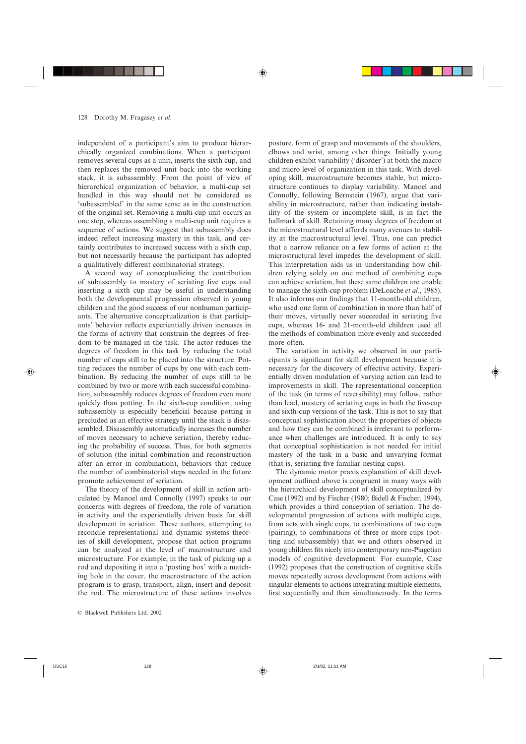independent of a participant's aim to produce hierarchically organized combinations. When a participant removes several cups as a unit, inserts the sixth cup, and then replaces the removed unit back into the working stack, it is subassembly. From the point of view of hierarchical organization of behavior, a multi-cup set handled in this way should not be considered as 'subassembled' in the same sense as in the construction of the original set. Removing a multi-cup unit occurs as one step, whereas assembling a multi-cup unit requires a sequence of actions. We suggest that subassembly does indeed reflect increasing mastery in this task, and certainly contributes to increased success with a sixth cup, but not necessarily because the participant has adopted a qualitatively different combinatorial strategy.

A second way of conceptualizing the contribution of subassembly to mastery of seriating five cups and inserting a sixth cup may be useful in understanding both the developmental progression observed in young children and the good success of our nonhuman participants. The alternative conceptualization is that participants' behavior reflects experientially driven increases in the forms of activity that constrain the degrees of freedom to be managed in the task. The actor reduces the degrees of freedom in this task by reducing the total number of cups still to be placed into the structure. Potting reduces the number of cups by one with each combination. By reducing the number of cups still to be combined by two or more with each successful combination, subassembly reduces degrees of freedom even more quickly than potting. In the sixth-cup condition, using subassembly is especially beneficial because potting is precluded as an effective strategy until the stack is disassembled. Disassembly automatically increases the number of moves necessary to achieve seriation, thereby reducing the probability of success. Thus, for both segments of solution (the initial combination and reconstruction after an error in combination), behaviors that reduce the number of combinatorial steps needed in the future promote achievement of seriation.

The theory of the development of skill in action articulated by Manoel and Connolly (1997) speaks to our concerns with degrees of freedom, the role of variation in activity and the experientially driven basis for skill development in seriation. These authors, attempting to reconcile representational and dynamic systems theories of skill development, propose that action programs can be analyzed at the level of macrostructure and microstructure. For example, in the task of picking up a rod and depositing it into a 'posting box' with a matching hole in the cover, the macrostructure of the action program is to grasp, transport, align, insert and deposit the rod. The microstructure of these actions involves posture, form of grasp and movements of the shoulders, elbows and wrist, among other things. Initially young children exhibit variability ('disorder') at both the macro and micro level of organization in this task. With developing skill, macrostructure becomes stable, but microstructure continues to display variability. Manoel and Connolly, following Bernstein (1967), argue that variability in microstructure, rather than indicating instability of the system or incomplete skill, is in fact the hallmark of skill. Retaining many degrees of freedom at the microstructural level affords many avenues to stability at the macrostructural level. Thus, one can predict that a narrow reliance on a few forms of action at the microstructural level impedes the development of skill. This interpretation aids us in understanding how children relying solely on one method of combining cups can achieve seriation, but these same children are unable to manage the sixth-cup problem (DeLoache *et al.*, 1985). It also informs our findings that 11-month-old children, who used one form of combination in more than half of their moves, virtually never succeeded in seriating five cups, whereas 16- and 21-month-old children used all the methods of combination more evenly and succeeded more often.

The variation in activity we observed in our participants is significant for skill development because it is necessary for the discovery of effective activity. Experientially driven modulation of varying action can lead to improvements in skill. The representational conception of the task (in terms of reversibility) may follow, rather than lead, mastery of seriating cups in both the five-cup and sixth-cup versions of the task. This is not to say that conceptual sophistication about the properties of objects and how they can be combined is irrelevant to performance when challenges are introduced. It is only to say that conceptual sophistication is not needed for initial mastery of the task in a basic and unvarying format (that is, seriating five familiar nesting cups).

The dynamic motor praxis explanation of skill development outlined above is congruent in many ways with the hierarchical development of skill conceptualized by Case (1992) and by Fischer (1980; Bidell & Fischer, 1994), which provides a third conception of seriation. The developmental progression of actions with multiple cups, from acts with single cups, to combinations of two cups (pairing), to combinations of three or more cups (potting and subassembly) that we and others observed in young children fits nicely into contemporary neo-Piagetian models of cognitive development. For example, Case (1992) proposes that the construction of cognitive skills moves repeatedly across development from actions with singular elements to actions integrating multiple elements, first sequentially and then simultaneously. In the terms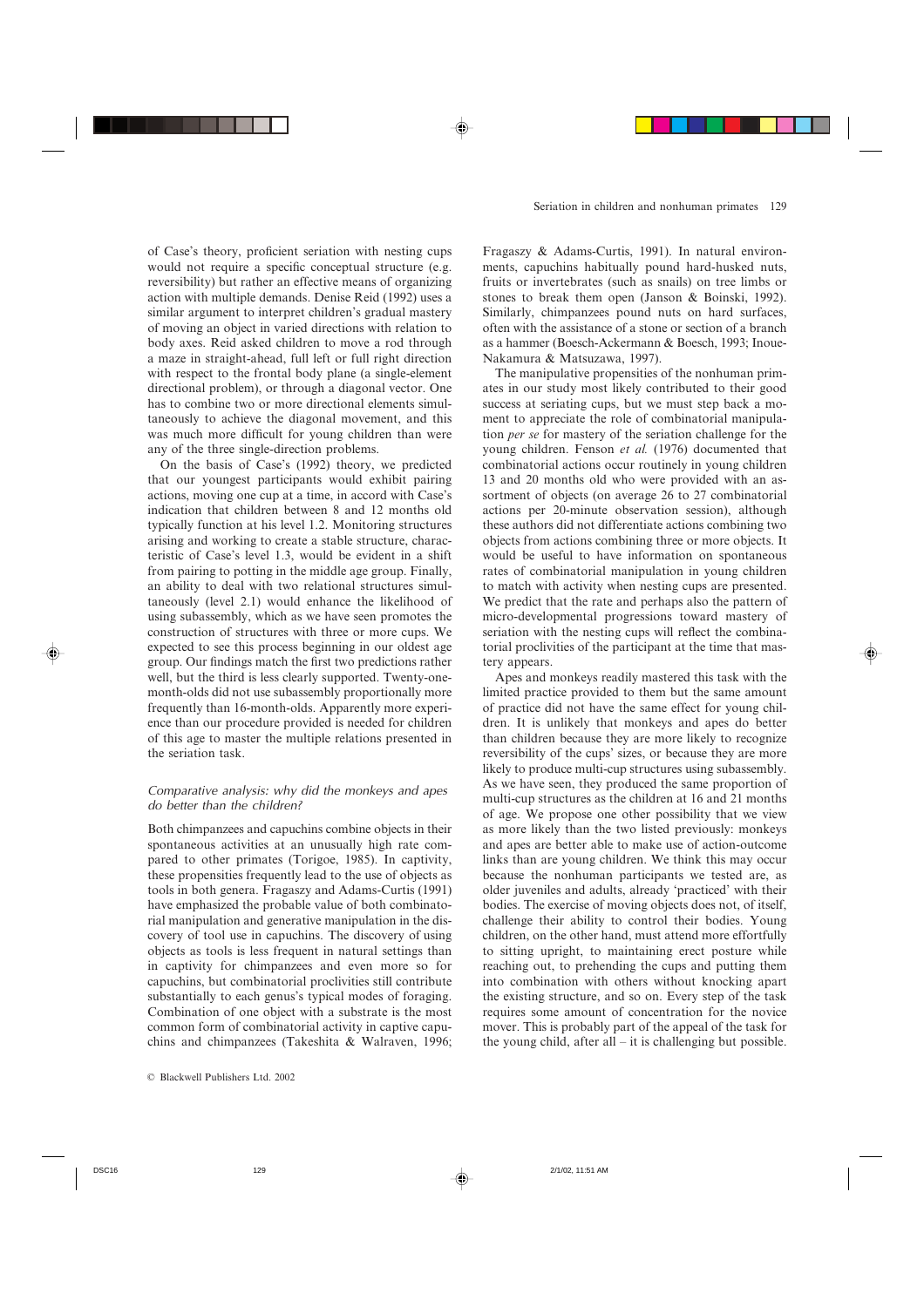of Case's theory, proficient seriation with nesting cups would not require a specific conceptual structure (e.g. reversibility) but rather an effective means of organizing action with multiple demands. Denise Reid (1992) uses a similar argument to interpret children's gradual mastery of moving an object in varied directions with relation to body axes. Reid asked children to move a rod through a maze in straight-ahead, full left or full right direction with respect to the frontal body plane (a single-element directional problem), or through a diagonal vector. One has to combine two or more directional elements simultaneously to achieve the diagonal movement, and this was much more difficult for young children than were any of the three single-direction problems.

On the basis of Case's (1992) theory, we predicted that our youngest participants would exhibit pairing actions, moving one cup at a time, in accord with Case's indication that children between 8 and 12 months old typically function at his level 1.2. Monitoring structures arising and working to create a stable structure, characteristic of Case's level 1.3, would be evident in a shift from pairing to potting in the middle age group. Finally, an ability to deal with two relational structures simultaneously (level 2.1) would enhance the likelihood of using subassembly, which as we have seen promotes the construction of structures with three or more cups. We expected to see this process beginning in our oldest age group. Our findings match the first two predictions rather well, but the third is less clearly supported. Twenty-one-month-olds did not use subassembly proportionally more frequently than 16-month-olds. Apparently more experience than our procedure provided is needed for children of this age to master the multiple relations presented in the seriation task.

### *Comparative analysis: why did the monkeys and apes do better than the children?*

Both chimpanzees and capuchins combine objects in their spontaneous activities at an unusually high rate compared to other primates (Torigoe, 1985). In captivity, these propensities frequently lead to the use of objects as tools in both genera. Fragaszy and Adams-Curtis (1991) have emphasized the probable value of both combinatorial manipulation and generative manipulation in the discovery of tool use in capuchins. The discovery of using objects as tools is less frequent in natural settings than in captivity for chimpanzees and even more so for capuchins, but combinatorial proclivities still contribute substantially to each genus's typical modes of foraging. Combination of one object with a substrate is the most common form of combinatorial activity in captive capuchins and chimpanzees (Takeshita & Walraven, 1996; Fragaszy & Adams-Curtis, 1991). In natural environments, capuchins habitually pound hard-husked nuts, fruits or invertebrates (such as snails) on tree limbs or stones to break them open (Janson & Boinski, 1992). Similarly, chimpanzees pound nuts on hard surfaces, often with the assistance of a stone or section of a branch as a hammer (Boesch-Ackermann & Boesch, 1993; Inoue-Nakamura & Matsuzawa, 1997).

The manipulative propensities of the nonhuman primates in our study most likely contributed to their good success at seriating cups, but we must step back a moment to appreciate the role of combinatorial manipulation *per se* for mastery of the seriation challenge for the young children. Fenson *et al.* (1976) documented that combinatorial actions occur routinely in young children 13 and 20 months old who were provided with an assortment of objects (on average 26 to 27 combinatorial actions per 20-minute observation session), although these authors did not differentiate actions combining two objects from actions combining three or more objects. It would be useful to have information on spontaneous rates of combinatorial manipulation in young children to match with activity when nesting cups are presented. We predict that the rate and perhaps also the pattern of micro-developmental progressions toward mastery of seriation with the nesting cups will reflect the combinatorial proclivities of the participant at the time that mastery appears.

Apes and monkeys readily mastered this task with the limited practice provided to them but the same amount of practice did not have the same effect for young children. It is unlikely that monkeys and apes do better than children because they are more likely to recognize reversibility of the cups' sizes, or because they are more likely to produce multi-cup structures using subassembly. As we have seen, they produced the same proportion of multi-cup structures as the children at 16 and 21 months of age. We propose one other possibility that we view as more likely than the two listed previously: monkeys and apes are better able to make use of action-outcome links than are young children. We think this may occur because the nonhuman participants we tested are, as older juveniles and adults, already 'practiced' with their bodies. The exercise of moving objects does not, of itself, challenge their ability to control their bodies. Young children, on the other hand, must attend more effortfully to sitting upright, to maintaining erect posture while reaching out, to prehending the cups and putting them into combination with others without knocking apart the existing structure, and so on. Every step of the task requires some amount of concentration for the novice mover. This is probably part of the appeal of the task for the young child, after all – it is challenging but possible.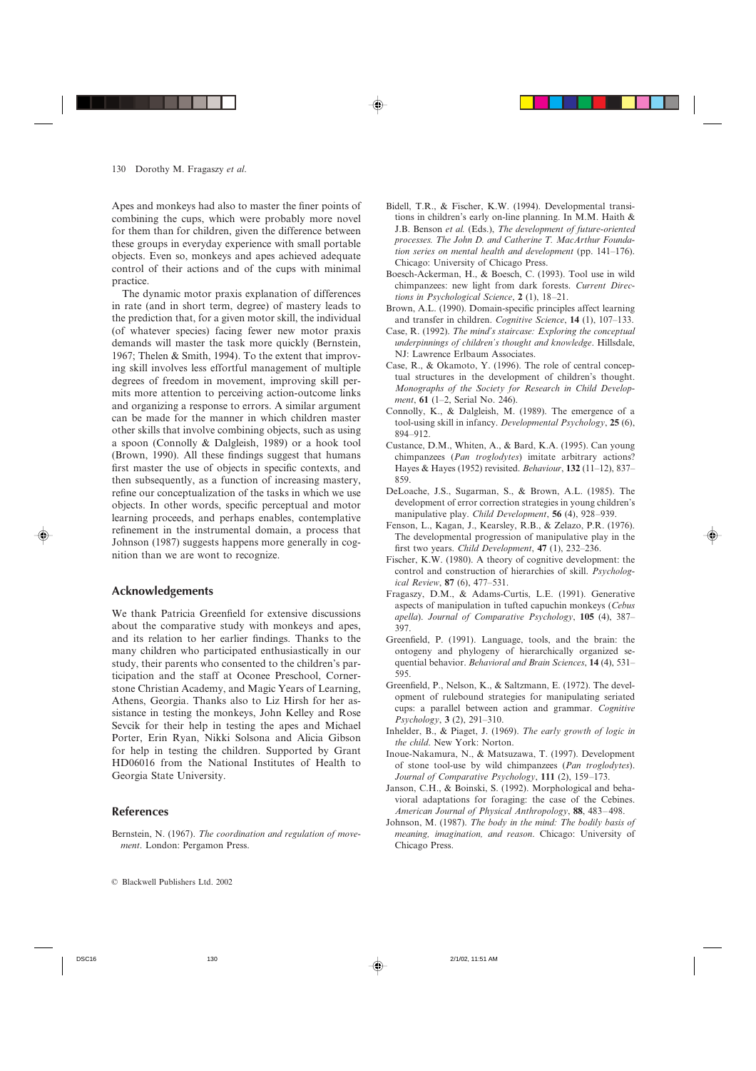Apes and monkeys had also to master the finer points of combining the cups, which were probably more novel for them than for children, given the difference between these groups in everyday experience with small portable objects. Even so, monkeys and apes achieved adequate control of their actions and of the cups with minimal practice.

The dynamic motor praxis explanation of differences in rate (and in short term, degree) of mastery leads to the prediction that, for a given motor skill, the individual (of whatever species) facing fewer new motor praxis demands will master the task more quickly (Bernstein, 1967; Thelen & Smith, 1994). To the extent that improving skill involves less effortful management of multiple degrees of freedom in movement, improving skill permits more attention to perceiving action-outcome links and organizing a response to errors. A similar argument can be made for the manner in which children master other skills that involve combining objects, such as using a spoon (Connolly & Dalgleish, 1989) or a hook tool (Brown, 1990). All these findings suggest that humans first master the use of objects in specific contexts, and then subsequently, as a function of increasing mastery, refine our conceptualization of the tasks in which we use objects. In other words, specific perceptual and motor learning proceeds, and perhaps enables, contemplative refinement in the instrumental domain, a process that Johnson (1987) suggests happens more generally in cognition than we are wont to recognize.

## Acknowledgements

We thank Patricia Greenfield for extensive discussions about the comparative study with monkeys and apes, and its relation to her earlier findings. Thanks to the many children who participated enthusiastically in our study, their parents who consented to the children's participation and the staff at Oconee Preschool, Cornerstone Christian Academy, and Magic Years of Learning, Athens, Georgia. Thanks also to Liz Hirsh for her assistance in testing the monkeys, John Kelley and Rose Sevcik for their help in testing the apes and Michael Porter, Erin Ryan, Nikki Solsona and Alicia Gibson for help in testing the children. Supported by Grant HD06016 from the National Institutes of Health to Georgia State University.

## References

Bernstein, N. (1967). *The coordination and regulation of movement*. London: Pergamon Press.

Bidell, T.R., & Fischer, K.W. (1994). Developmental transitions in children's early on-line planning. In M.M. Haith & J.B. Benson *et al.* (Eds.), *The development of future-oriented processes. The John D. and Catherine T. MacArthur Foundation series on mental health and development* (pp. 141–176). Chicago: University of Chicago Press.

Boesch-Ackerman, H., & Boesch, C. (1993). Tool use in wild chimpanzees: new light from dark forests. *Current Directions in Psychological Science*, **2** (1), 18–21.

Brown, A.L. (1990). Domain-specific principles affect learning and transfer in children. *Cognitive Science*, **14** (1), 107–133.

Case, R. (1992). *The mind's staircase: Exploring the conceptual underpinnings of children's thought and knowledge*. Hillsdale, NJ: Lawrence Erlbaum Associates.

Case, R., & Okamoto, Y. (1996). The role of central conceptual structures in the development of children's thought. *Monographs of the Society for Research in Child Development*, **61** (1–2, Serial No. 246).

Connolly, K., & Dalgleish, M. (1989). The emergence of a tool-using skill in infancy. *Developmental Psychology*, **25** (6), 894–912.

Custance, D.M., Whiten, A., & Bard, K.A. (1995). Can young chimpanzees (*Pan troglodytes*) imitate arbitrary actions? Hayes & Hayes (1952) revisited. *Behaviour*, **132** (11–12), 837–859.

DeLoache, J.S., Sugarman, S., & Brown, A.L. (1985). The development of error correction strategies in young children's manipulative play. *Child Development*, **56** (4), 928–939.

Fenson, L., Kagan, J., Kearsley, R.B., & Zelazo, P.R. (1976). The developmental progression of manipulative play in the first two years. *Child Development*, **47** (1), 232–236.

Fischer, K.W. (1980). A theory of cognitive development: the control and construction of hierarchies of skill. *Psychological Review*, **87** (6), 477–531.

Fragaszy, D.M., & Adams-Curtis, L.E. (1991). Generative aspects of manipulation in tufted capuchin monkeys (*Cebus apella*). *Journal of Comparative Psychology*, **105** (4), 387–397.

Greenfield, P. (1991). Language, tools, and the brain: the ontogeny and phylogeny of hierarchically organized sequential behavior. *Behavioral and Brain Sciences*, **14** (4), 531–595.

Greenfield, P., Nelson, K., & Saltzmann, E. (1972). The development of rulebound strategies for manipulating seriated cups: a parallel between action and grammar. *Cognitive Psychology*, **3** (2), 291–310.

Inhelder, B., & Piaget, J. (1969). *The early growth of logic in the child*. New York: Norton.

Inoue-Nakamura, N., & Matsuzawa, T. (1997). Development of stone tool-use by wild chimpanzees (*Pan troglodytes*). *Journal of Comparative Psychology*, **111** (2), 159–173.

Janson, C.H., & Boinski, S. (1992). Morphological and behavioral adaptations for foraging: the case of the Cebines. *American Journal of Physical Anthropology*, **88**, 483–498.

Johnson, M. (1987). *The body in the mind: The bodily basis of meaning, imagination, and reason*. Chicago: University of Chicago Press.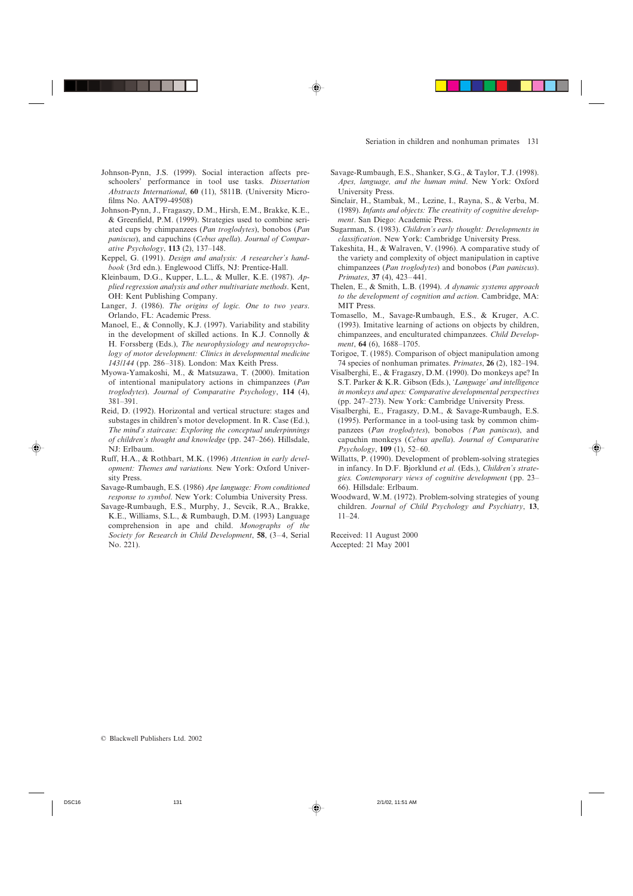Johnson-Pynn, J.S. (1999). Social interaction affects preschoolers' performance in tool use tasks. *Dissertation Abstracts International*, **60** (11), 5811B. (University Microfilms No. AAT99-49508)

Johnson-Pynn, J., Fragaszy, D.M., Hirsh, E.M., Brakke, K.E., & Greenfield, P.M. (1999). Strategies used to combine seriated cups by chimpanzees (*Pan troglodytes*), bonobos (*Pan paniscus*), and capuchins (*Cebus apella*). *Journal of Comparative Psychology*, **113** (2), 137–148.

Keppel, G. (1991). *Design and analysis: A researcher's handbook* (3rd edn.). Englewood Cliffs, NJ: Prentice-Hall.

Kleinbaum, D.G., Kupper, L.L., & Muller, K.E. (1987). *Applied regression analysis and other multivariate methods*. Kent, OH: Kent Publishing Company.

Langer, J. (1986). *The origins of logic. One to two years*. Orlando, FL: Academic Press.

Manoel, E., & Connolly, K.J. (1997). Variability and stability in the development of skilled actions. In K.J. Connolly & H. Forssberg (Eds.), *The neurophysiology and neuropsychology of motor development: Clinics in developmental medicine 143/144* (pp. 286–318). London: Max Keith Press.

Myowa-Yamakoshi, M., & Matsuzawa, T. (2000). Imitation of intentional manipulatory actions in chimpanzees (*Pan troglodytes*). *Journal of Comparative Psychology*, **114** (4), 381–391.

Reid, D. (1992). Horizontal and vertical structure: stages and substages in children's motor development. In R. Case (Ed.), *The mind's staircase: Exploring the conceptual underpinnings of children's thought and knowledge* (pp. 247–266). Hillsdale, NJ: Erlbaum.

Ruff, H.A., & Rothbart, M.K. (1996) *Attention in early development: Themes and variations.* New York: Oxford University Press.

Savage-Rumbaugh, E.S. (1986) *Ape language: From conditioned response to symbol*. New York: Columbia University Press.

Savage-Rumbaugh, E.S., Murphy, J., Sevcik, R.A., Brakke, K.E., Williams, S.L., & Rumbaugh, D.M. (1993) Language comprehension in ape and child. *Monographs of the Society for Research in Child Development*, **58**, (3–4, Serial No. 221).

Savage-Rumbaugh, E.S., Shanker, S.G., & Taylor, T.J. (1998). *Apes, language, and the human mind*. New York: Oxford University Press.

Sinclair, H., Stambak, M., Lezine, I., Rayna, S., & Verba, M. (1989). *Infants and objects: The creativity of cognitive development*. San Diego: Academic Press.

Sugarman, S. (1983). *Children's early thought: Developments in classification*. New York: Cambridge University Press.

Takeshita, H., & Walraven, V. (1996). A comparative study of the variety and complexity of object manipulation in captive chimpanzees (*Pan troglodytes*) and bonobos (*Pan paniscus*). *Primates*, **37** (4), 423–441.

Thelen, E., & Smith, L.B. (1994). *A dynamic systems approach to the development of cognition and action*. Cambridge, MA: MIT Press.

Tomasello, M., Savage-Rumbaugh, E.S., & Kruger, A.C. (1993). Imitative learning of actions on objects by children, chimpanzees, and enculturated chimpanzees. *Child Development*, **64** (6), 1688–1705.

Torigoe, T. (1985). Comparison of object manipulation among 74 species of nonhuman primates. *Primates*, **26** (2), 182–194.

Visalberghi, E., & Fragaszy, D.M. (1990). Do monkeys ape? In S.T. Parker & K.R. Gibson (Eds.), *'Language' and intelligence in monkeys and apes: Comparative developmental perspectives* (pp. 247–273). New York: Cambridge University Press.

Visalberghi, E., Fragaszy, D.M., & Savage-Rumbaugh, E.S. (1995). Performance in a tool-using task by common chimpanzees (*Pan troglodytes*), bonobos (*Pan paniscus*), and capuchin monkeys (*Cebus apella*). *Journal of Comparative Psychology*, **109** (1), 52–60.

Willatts, P. (1990). Development of problem-solving strategies in infancy. In D.F. Bjorklund *et al.* (Eds.), *Children's strategies. Contemporary views of cognitive development* (pp. 23–66). Hillsdale: Erlbaum.

Woodward, W.M. (1972). Problem-solving strategies of young children. *Journal of Child Psychology and Psychiatry*, **13**, 11–24.

Received: 11 August 2000
Accepted: 21 May 2001